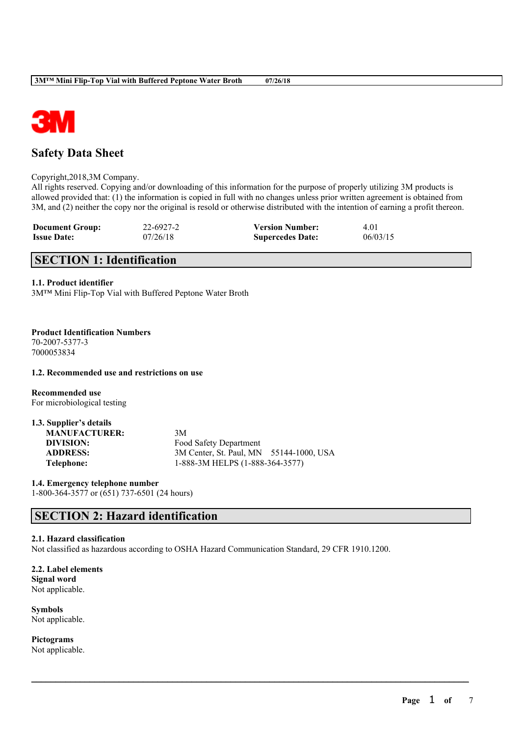# Safety Data Sheet

Copyright,2018,3M Company.
All rights reserved. Copying and/or downloading of this information for the purpose of properly utilizing 3M products is allowed provided that: (1) the information is copied in full with no changes unless prior written agreement is obtained from 3M, and (2) neither the copy nor the original is resold or otherwise distributed with the intention of earning a profit thereon.

| | | | |
|---|---|---|---|
| **Document Group:** | 22-6927-2 | **Version Number:** | 4.01 |
| **Issue Date:** | 07/26/18 | **Supercedes Date:** | 06/03/15 |

## SECTION 1: Identification

**1.1. Product identifier**
3M™ Mini Flip-Top Vial with Buffered Peptone Water Broth

**Product Identification Numbers**
70-2007-5377-3
7000053834

**1.2. Recommended use and restrictions on use**

**Recommended use**
For microbiological testing

**1.3. Supplier's details**

| | |
|---|---|
| **MANUFACTURER:** | 3M |
| **DIVISION:** | Food Safety Department |
| **ADDRESS:** | 3M Center, St. Paul, MN 55144-1000, USA |
| **Telephone:** | 1-888-3M HELPS (1-888-364-3577) |

**1.4. Emergency telephone number**
1-800-364-3577 or (651) 737-6501 (24 hours)

## SECTION 2: Hazard identification

**2.1. Hazard classification**
Not classified as hazardous according to OSHA Hazard Communication Standard, 29 CFR 1910.1200.

**2.2. Label elements**
**Signal word**
Not applicable.

**Symbols**
Not applicable.

**Pictograms**
Not applicable.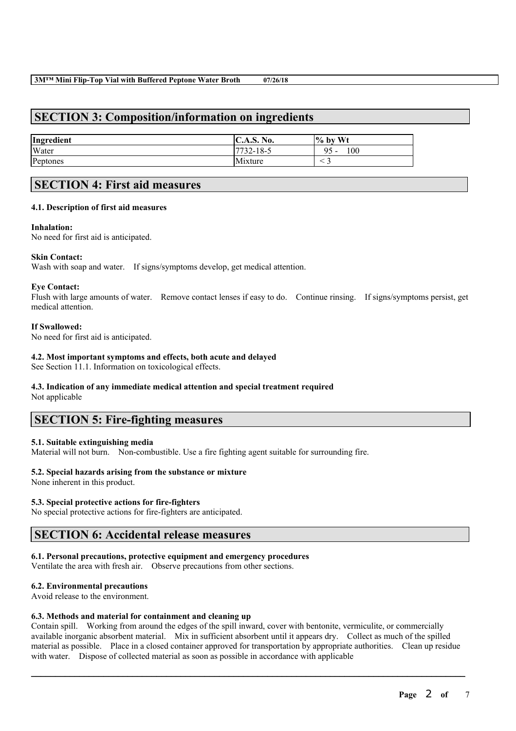## SECTION 3: Composition/information on ingredients

| Ingredient | C.A.S. No. | % by Wt |
|---|---|---|
| Water | 7732-18-5 | 95 - 100 |
| Peptones | Mixture | < 3 |

## SECTION 4: First aid measures

### 4.1. Description of first aid measures

**Inhalation:**
No need for first aid is anticipated.

**Skin Contact:**
Wash with soap and water. If signs/symptoms develop, get medical attention.

**Eye Contact:**
Flush with large amounts of water. Remove contact lenses if easy to do. Continue rinsing. If signs/symptoms persist, get medical attention.

**If Swallowed:**
No need for first aid is anticipated.

### 4.2. Most important symptoms and effects, both acute and delayed

See Section 11.1. Information on toxicological effects.

### 4.3. Indication of any immediate medical attention and special treatment required

Not applicable

## SECTION 5: Fire-fighting measures

### 5.1. Suitable extinguishing media

Material will not burn. Non-combustible. Use a fire fighting agent suitable for surrounding fire.

### 5.2. Special hazards arising from the substance or mixture

None inherent in this product.

### 5.3. Special protective actions for fire-fighters

No special protective actions for fire-fighters are anticipated.

## SECTION 6: Accidental release measures

### 6.1. Personal precautions, protective equipment and emergency procedures

Ventilate the area with fresh air. Observe precautions from other sections.

### 6.2. Environmental precautions

Avoid release to the environment.

### 6.3. Methods and material for containment and cleaning up

Contain spill. Working from around the edges of the spill inward, cover with bentonite, vermiculite, or commercially available inorganic absorbent material. Mix in sufficient absorbent until it appears dry. Collect as much of the spilled material as possible. Place in a closed container approved for transportation by appropriate authorities. Clean up residue with water. Dispose of collected material as soon as possible in accordance with applicable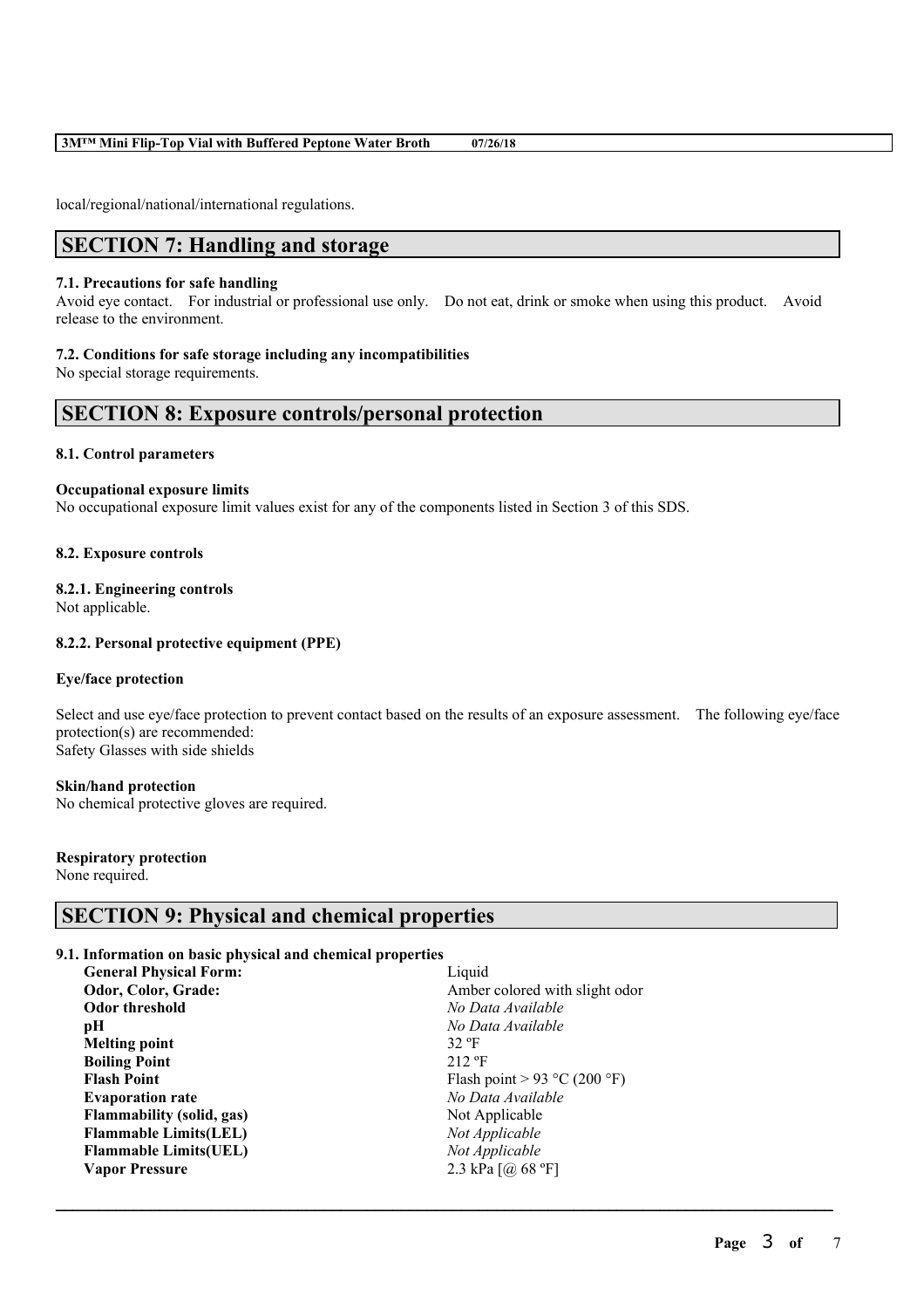local/regional/national/international regulations.

## SECTION 7: Handling and storage

### 7.1. Precautions for safe handling

Avoid eye contact. For industrial or professional use only. Do not eat, drink or smoke when using this product. Avoid release to the environment.

### 7.2. Conditions for safe storage including any incompatibilities

No special storage requirements.

## SECTION 8: Exposure controls/personal protection

### 8.1. Control parameters

**Occupational exposure limits**

No occupational exposure limit values exist for any of the components listed in Section 3 of this SDS.

### 8.2. Exposure controls

#### 8.2.1. Engineering controls

Not applicable.

#### 8.2.2. Personal protective equipment (PPE)

**Eye/face protection**

Select and use eye/face protection to prevent contact based on the results of an exposure assessment. The following eye/face protection(s) are recommended:
Safety Glasses with side shields

**Skin/hand protection**

No chemical protective gloves are required.

**Respiratory protection**

None required.

## SECTION 9: Physical and chemical properties

### 9.1. Information on basic physical and chemical properties

| | |
|---|---|
| **General Physical Form:** | Liquid |
| **Odor, Color, Grade:** | Amber colored with slight odor |
| **Odor threshold** | *No Data Available* |
| **pH** | *No Data Available* |
| **Melting point** | 32 ºF |
| **Boiling Point** | 212 ºF |
| **Flash Point** | Flash point > 93 °C (200 °F) |
| **Evaporation rate** | *No Data Available* |
| **Flammability (solid, gas)** | Not Applicable |
| **Flammable Limits(LEL)** | *Not Applicable* |
| **Flammable Limits(UEL)** | *Not Applicable* |
| **Vapor Pressure** | 2.3 kPa [@ 68 ºF] |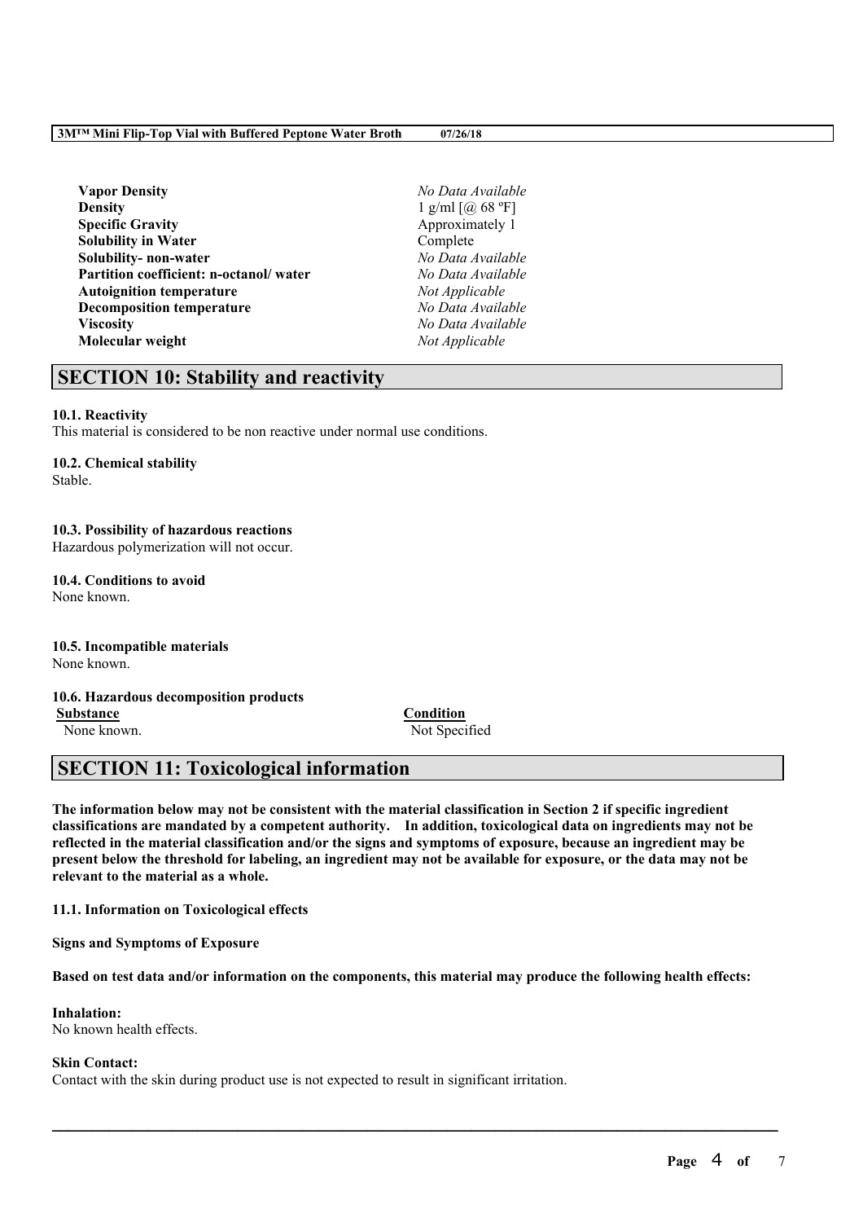| | |
|---|---|
| **Vapor Density** | *No Data Available* |
| **Density** | 1 g/ml [@ 68 ºF] |
| **Specific Gravity** | Approximately 1 |
| **Solubility in Water** | Complete |
| **Solubility- non-water** | *No Data Available* |
| **Partition coefficient: n-octanol/ water** | *No Data Available* |
| **Autoignition temperature** | *Not Applicable* |
| **Decomposition temperature** | *No Data Available* |
| **Viscosity** | *No Data Available* |
| **Molecular weight** | *Not Applicable* |

## SECTION 10: Stability and reactivity

**10.1. Reactivity**

This material is considered to be non reactive under normal use conditions.

**10.2. Chemical stability**

Stable.

**10.3. Possibility of hazardous reactions**

Hazardous polymerization will not occur.

**10.4. Conditions to avoid**

None known.

**10.5. Incompatible materials**

None known.

**10.6. Hazardous decomposition products**

| Substance | Condition |
|---|---|
| None known. | Not Specified |

## SECTION 11: Toxicological information

**The information below may not be consistent with the material classification in Section 2 if specific ingredient classifications are mandated by a competent authority. In addition, toxicological data on ingredients may not be reflected in the material classification and/or the signs and symptoms of exposure, because an ingredient may be present below the threshold for labeling, an ingredient may not be available for exposure, or the data may not be relevant to the material as a whole.**

**11.1. Information on Toxicological effects**

**Signs and Symptoms of Exposure**

**Based on test data and/or information on the components, this material may produce the following health effects:**

**Inhalation:**

No known health effects.

**Skin Contact:**

Contact with the skin during product use is not expected to result in significant irritation.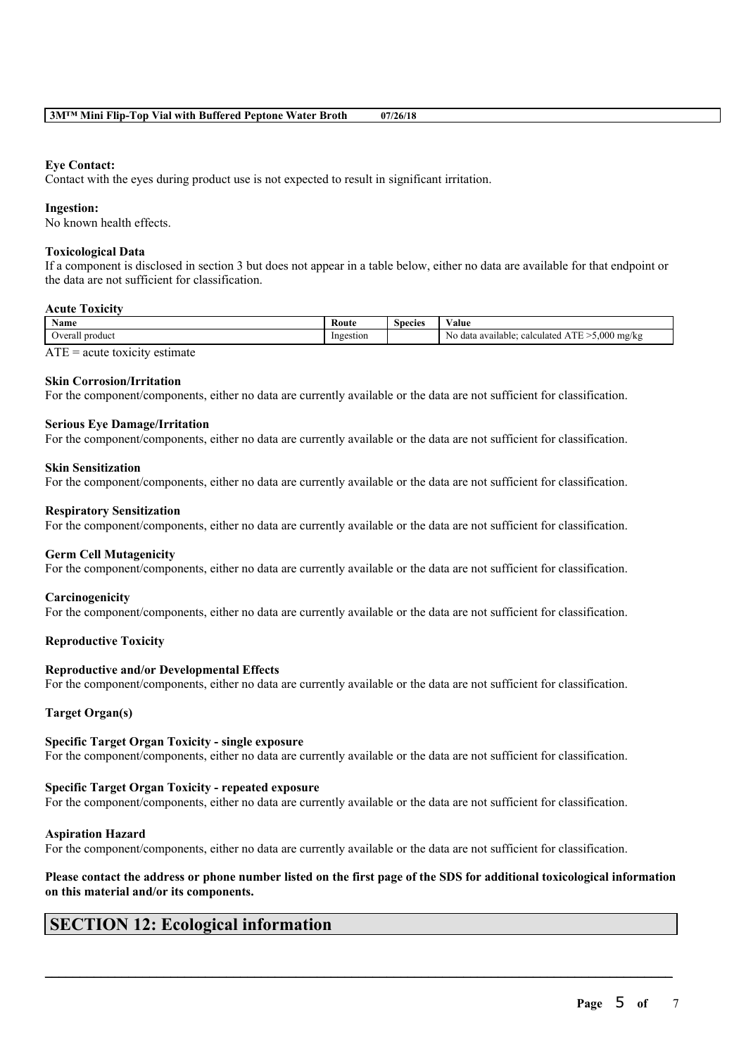**Eye Contact:**
Contact with the eyes during product use is not expected to result in significant irritation.

**Ingestion:**
No known health effects.

**Toxicological Data**
If a component is disclosed in section 3 but does not appear in a table below, either no data are available for that endpoint or the data are not sufficient for classification.

**Acute Toxicity**

| Name | Route | Species | Value |
|---|---|---|---|
| Overall product | Ingestion | | No data available; calculated ATE >5,000 mg/kg |

ATE = acute toxicity estimate

**Skin Corrosion/Irritation**
For the component/components, either no data are currently available or the data are not sufficient for classification.

**Serious Eye Damage/Irritation**
For the component/components, either no data are currently available or the data are not sufficient for classification.

**Skin Sensitization**
For the component/components, either no data are currently available or the data are not sufficient for classification.

**Respiratory Sensitization**
For the component/components, either no data are currently available or the data are not sufficient for classification.

**Germ Cell Mutagenicity**
For the component/components, either no data are currently available or the data are not sufficient for classification.

**Carcinogenicity**
For the component/components, either no data are currently available or the data are not sufficient for classification.

**Reproductive Toxicity**

**Reproductive and/or Developmental Effects**
For the component/components, either no data are currently available or the data are not sufficient for classification.

**Target Organ(s)**

**Specific Target Organ Toxicity - single exposure**
For the component/components, either no data are currently available or the data are not sufficient for classification.

**Specific Target Organ Toxicity - repeated exposure**
For the component/components, either no data are currently available or the data are not sufficient for classification.

**Aspiration Hazard**
For the component/components, either no data are currently available or the data are not sufficient for classification.

**Please contact the address or phone number listed on the first page of the SDS for additional toxicological information on this material and/or its components.**

## SECTION 12: Ecological information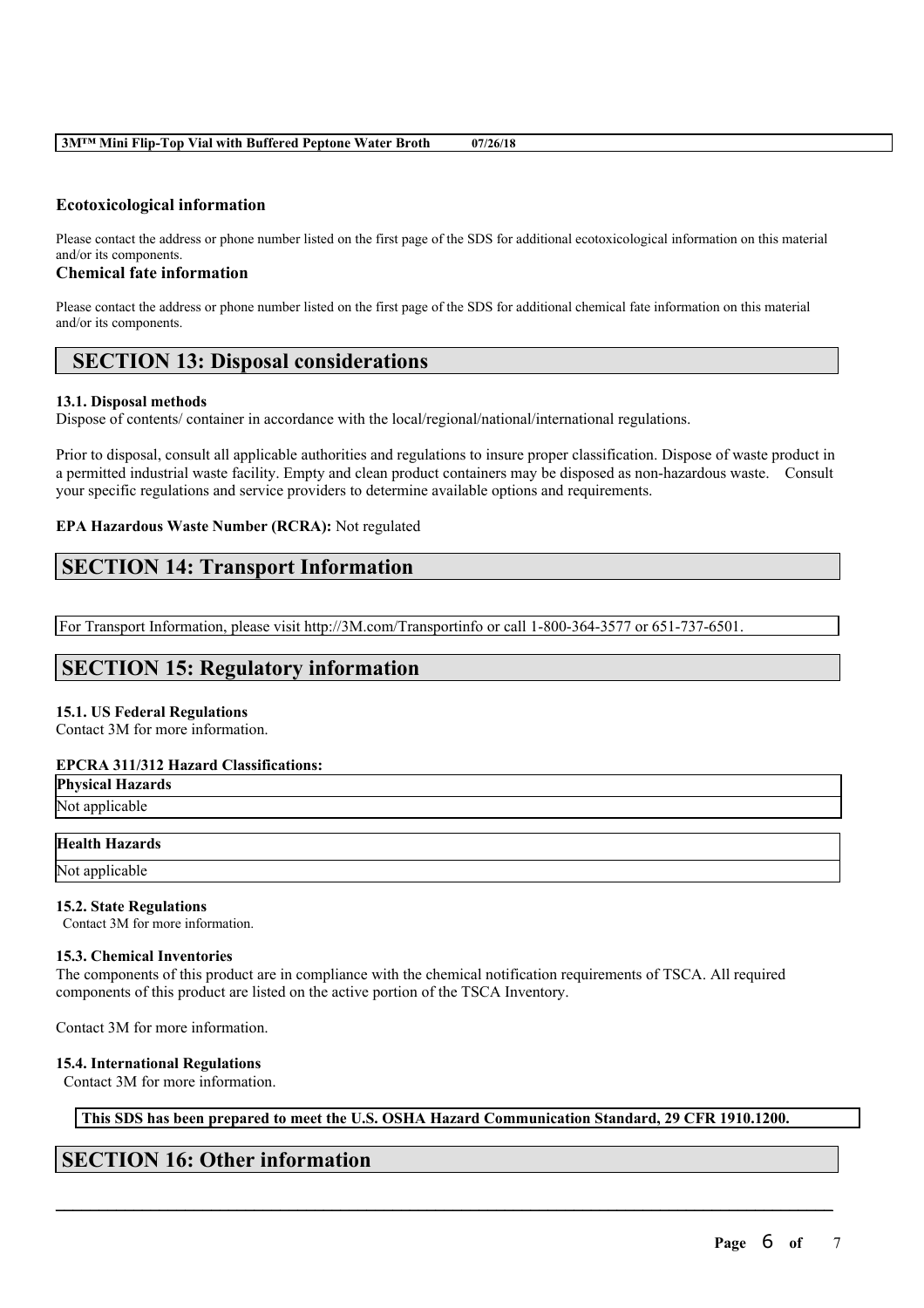### Ecotoxicological information

Please contact the address or phone number listed on the first page of the SDS for additional ecotoxicological information on this material and/or its components.

### Chemical fate information

Please contact the address or phone number listed on the first page of the SDS for additional chemical fate information on this material and/or its components.

## SECTION 13: Disposal considerations

**13.1. Disposal methods**

Dispose of contents/ container in accordance with the local/regional/national/international regulations.

Prior to disposal, consult all applicable authorities and regulations to insure proper classification. Dispose of waste product in a permitted industrial waste facility. Empty and clean product containers may be disposed as non-hazardous waste. Consult your specific regulations and service providers to determine available options and requirements.

**EPA Hazardous Waste Number (RCRA):** Not regulated

## SECTION 14: Transport Information

For Transport Information, please visit http://3M.com/Transportinfo or call 1-800-364-3577 or 651-737-6501.

## SECTION 15: Regulatory information

**15.1. US Federal Regulations**

Contact 3M for more information.

**EPCRA 311/312 Hazard Classifications:**

| Physical Hazards |
|---|
| Not applicable |

| Health Hazards |
|---|
| Not applicable |

**15.2. State Regulations**

Contact 3M for more information.

**15.3. Chemical Inventories**

The components of this product are in compliance with the chemical notification requirements of TSCA. All required components of this product are listed on the active portion of the TSCA Inventory.

Contact 3M for more information.

**15.4. International Regulations**

Contact 3M for more information.

**This SDS has been prepared to meet the U.S. OSHA Hazard Communication Standard, 29 CFR 1910.1200.**

## SECTION 16: Other information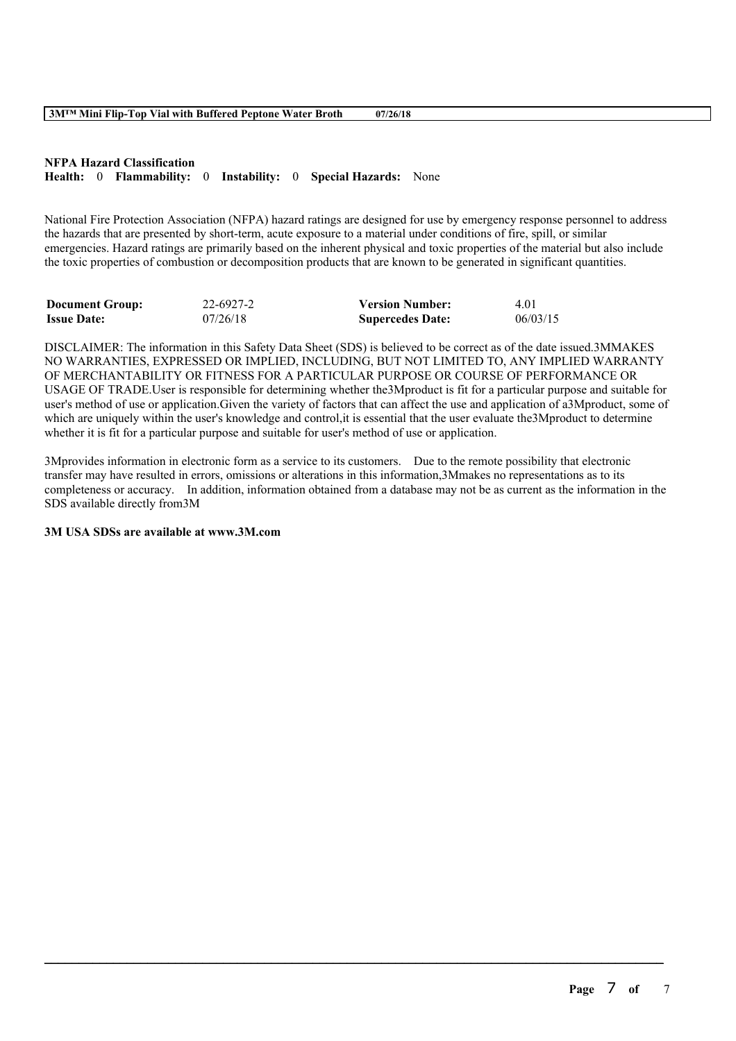**NFPA Hazard Classification**
**Health:** 0 **Flammability:** 0 **Instability:** 0 **Special Hazards:** None

National Fire Protection Association (NFPA) hazard ratings are designed for use by emergency response personnel to address the hazards that are presented by short-term, acute exposure to a material under conditions of fire, spill, or similar emergencies. Hazard ratings are primarily based on the inherent physical and toxic properties of the material but also include the toxic properties of combustion or decomposition products that are known to be generated in significant quantities.

| | | | |
|---|---|---|---|
| **Document Group:** | 22-6927-2 | **Version Number:** | 4.01 |
| **Issue Date:** | 07/26/18 | **Supercedes Date:** | 06/03/15 |

DISCLAIMER: The information in this Safety Data Sheet (SDS) is believed to be correct as of the date issued.3MMAKES NO WARRANTIES, EXPRESSED OR IMPLIED, INCLUDING, BUT NOT LIMITED TO, ANY IMPLIED WARRANTY OF MERCHANTABILITY OR FITNESS FOR A PARTICULAR PURPOSE OR COURSE OF PERFORMANCE OR USAGE OF TRADE.User is responsible for determining whether the3Mproduct is fit for a particular purpose and suitable for user's method of use or application.Given the variety of factors that can affect the use and application of a3Mproduct, some of which are uniquely within the user's knowledge and control,it is essential that the user evaluate the3Mproduct to determine whether it is fit for a particular purpose and suitable for user's method of use or application.

3Mprovides information in electronic form as a service to its customers. Due to the remote possibility that electronic transfer may have resulted in errors, omissions or alterations in this information,3Mmakes no representations as to its completeness or accuracy. In addition, information obtained from a database may not be as current as the information in the SDS available directly from3M

**3M USA SDSs are available at www.3M.com**